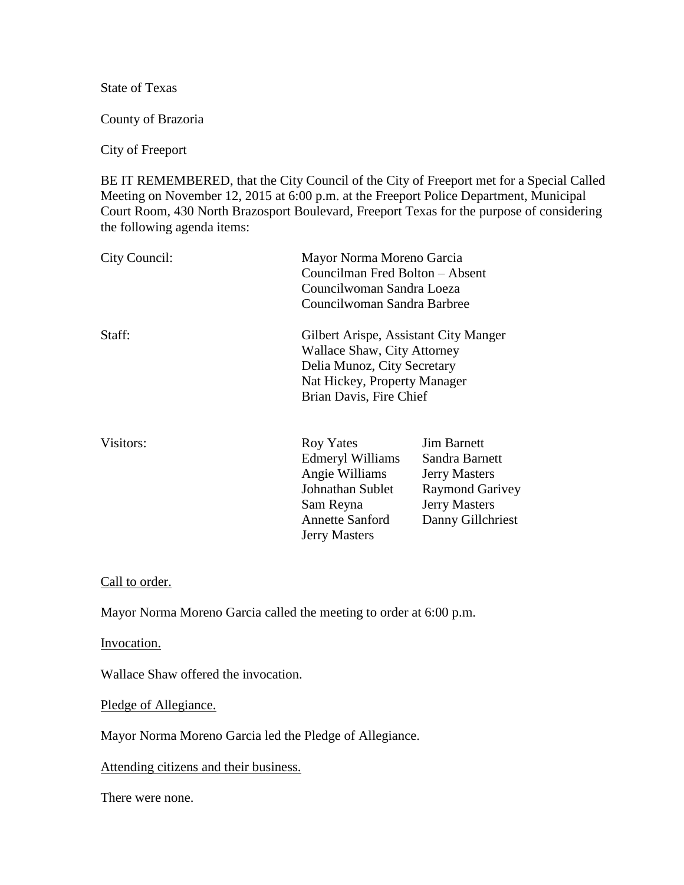State of Texas

County of Brazoria

City of Freeport

BE IT REMEMBERED, that the City Council of the City of Freeport met for a Special Called Meeting on November 12, 2015 at 6:00 p.m. at the Freeport Police Department, Municipal Court Room, 430 North Brazosport Boulevard, Freeport Texas for the purpose of considering the following agenda items:

| | | |
|---|---|---|
| City Council: | Mayor Norma Moreno Garcia<br>Councilman Fred Bolton – Absent<br>Councilwoman Sandra Loeza<br>Councilwoman Sandra Barbree | |
| Staff: | Gilbert Arispe, Assistant City Manger<br>Wallace Shaw, City Attorney<br>Delia Munoz, City Secretary<br>Nat Hickey, Property Manager<br>Brian Davis, Fire Chief | |
| Visitors: | Roy Yates<br>Edmeryl Williams<br>Angie Williams<br>Johnathan Sublet<br>Sam Reyna<br>Annette Sanford<br>Jerry Masters | Jim Barnett<br>Sandra Barnett<br>Jerry Masters<br>Raymond Garivey<br>Jerry Masters<br>Danny Gillchriest |

Call to order.

Mayor Norma Moreno Garcia called the meeting to order at 6:00 p.m.

Invocation.

Wallace Shaw offered the invocation.

Pledge of Allegiance.

Mayor Norma Moreno Garcia led the Pledge of Allegiance.

Attending citizens and their business.

There were none.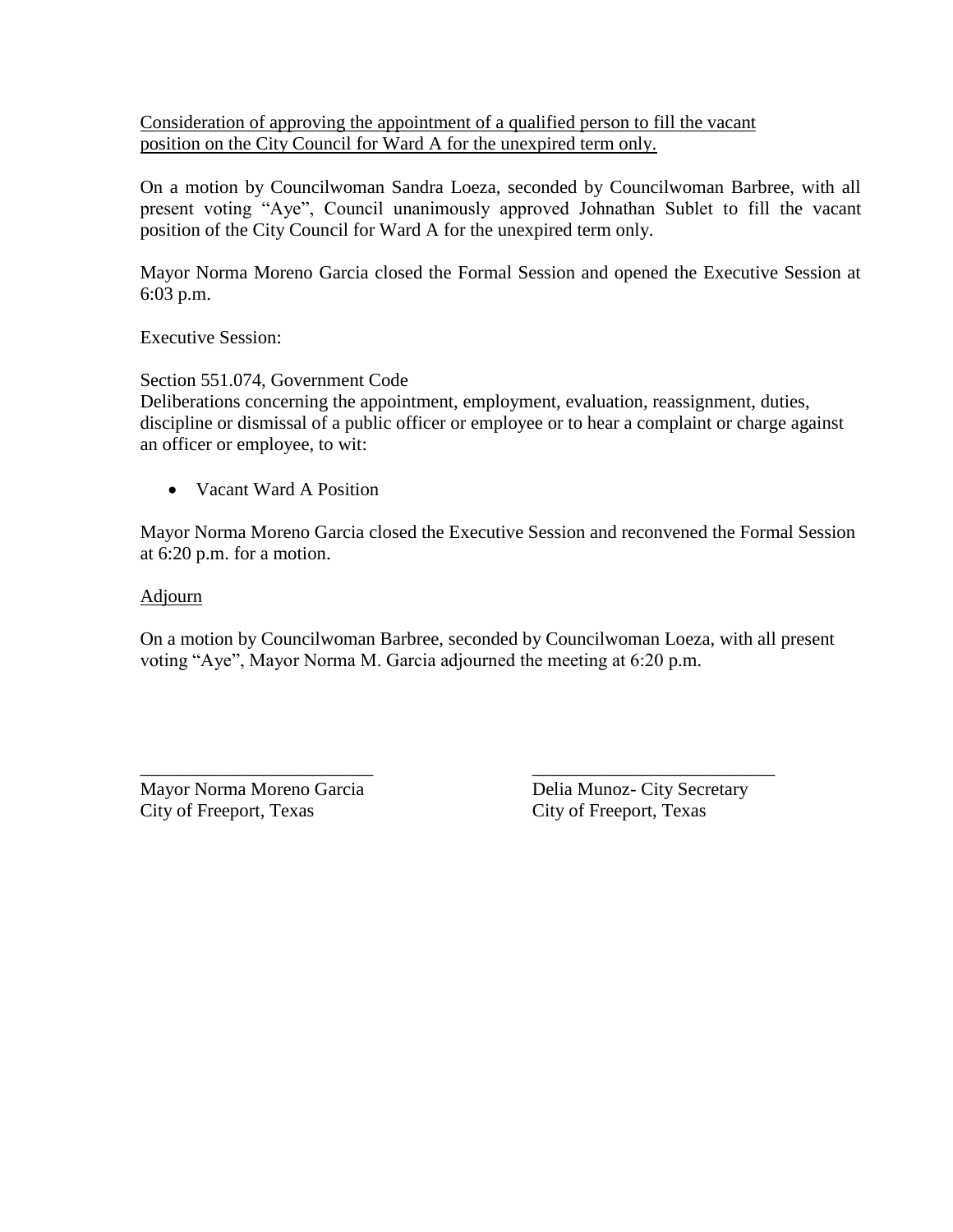Consideration of approving the appointment of a qualified person to fill the vacant position on the City Council for Ward A for the unexpired term only.

On a motion by Councilwoman Sandra Loeza, seconded by Councilwoman Barbree, with all present voting "Aye", Council unanimously approved Johnathan Sublet to fill the vacant position of the City Council for Ward A for the unexpired term only.

Mayor Norma Moreno Garcia closed the Formal Session and opened the Executive Session at 6:03 p.m.

Executive Session:

Section 551.074, Government Code
Deliberations concerning the appointment, employment, evaluation, reassignment, duties, discipline or dismissal of a public officer or employee or to hear a complaint or charge against an officer or employee, to wit:

- Vacant Ward A Position

Mayor Norma Moreno Garcia closed the Executive Session and reconvened the Formal Session at 6:20 p.m. for a motion.

Adjourn

On a motion by Councilwoman Barbree, seconded by Councilwoman Loeza, with all present voting "Aye", Mayor Norma M. Garcia adjourned the meeting at 6:20 p.m.

\_\_\_\_\_\_\_\_\_\_\_\_\_\_\_\_\_\_\_\_\_\_\_\_\_
Mayor Norma Moreno Garcia
City of Freeport, Texas

\_\_\_\_\_\_\_\_\_\_\_\_\_\_\_\_\_\_\_\_\_\_\_\_\_
Delia Munoz- City Secretary
City of Freeport, Texas